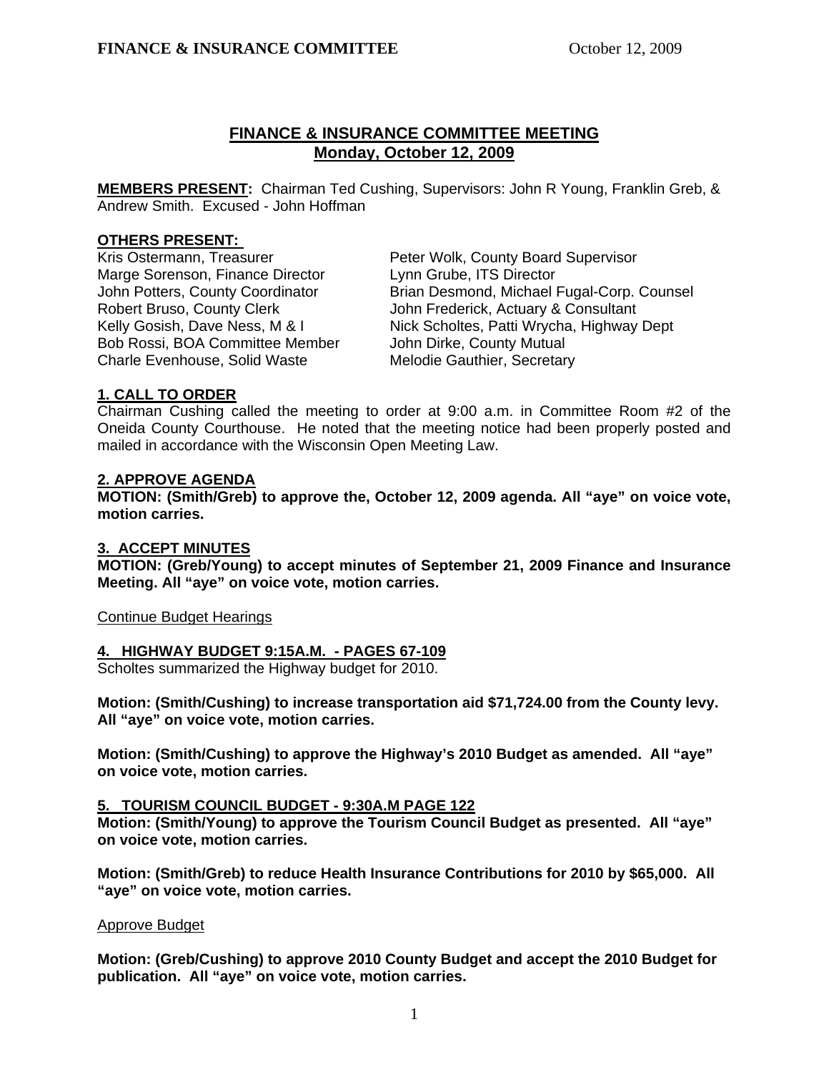# FINANCE & INSURANCE COMMITTEE MEETING
## Monday, October 12, 2009

**MEMBERS PRESENT:** Chairman Ted Cushing, Supervisors: John R Young, Franklin Greb, & Andrew Smith. Excused - John Hoffman

**OTHERS PRESENT:**

Kris Ostermann, Treasurer
Marge Sorenson, Finance Director
John Potters, County Coordinator
Robert Bruso, County Clerk
Kelly Gosish, Dave Ness, M & I
Bob Rossi, BOA Committee Member
Charle Evenhouse, Solid Waste
Peter Wolk, County Board Supervisor
Lynn Grube, ITS Director
Brian Desmond, Michael Fugal-Corp. Counsel
John Frederick, Actuary & Consultant
Nick Scholtes, Patti Wrycha, Highway Dept
John Dirke, County Mutual
Melodie Gauthier, Secretary

**1. CALL TO ORDER**

Chairman Cushing called the meeting to order at 9:00 a.m. in Committee Room #2 of the Oneida County Courthouse. He noted that the meeting notice had been properly posted and mailed in accordance with the Wisconsin Open Meeting Law.

**2. APPROVE AGENDA**

**MOTION: (Smith/Greb) to approve the, October 12, 2009 agenda. All "aye" on voice vote, motion carries.**

**3. ACCEPT MINUTES**

**MOTION: (Greb/Young) to accept minutes of September 21, 2009 Finance and Insurance Meeting. All "aye" on voice vote, motion carries.**

Continue Budget Hearings

**4. HIGHWAY BUDGET 9:15A.M. - PAGES 67-109**

Scholtes summarized the Highway budget for 2010.

**Motion: (Smith/Cushing) to increase transportation aid $71,724.00 from the County levy. All "aye" on voice vote, motion carries.**

**Motion: (Smith/Cushing) to approve the Highway's 2010 Budget as amended. All "aye" on voice vote, motion carries.**

**5. TOURISM COUNCIL BUDGET - 9:30A.M PAGE 122**

**Motion: (Smith/Young) to approve the Tourism Council Budget as presented. All "aye" on voice vote, motion carries.**

**Motion: (Smith/Greb) to reduce Health Insurance Contributions for 2010 by $65,000. All "aye" on voice vote, motion carries.**

Approve Budget

**Motion: (Greb/Cushing) to approve 2010 County Budget and accept the 2010 Budget for publication. All "aye" on voice vote, motion carries.**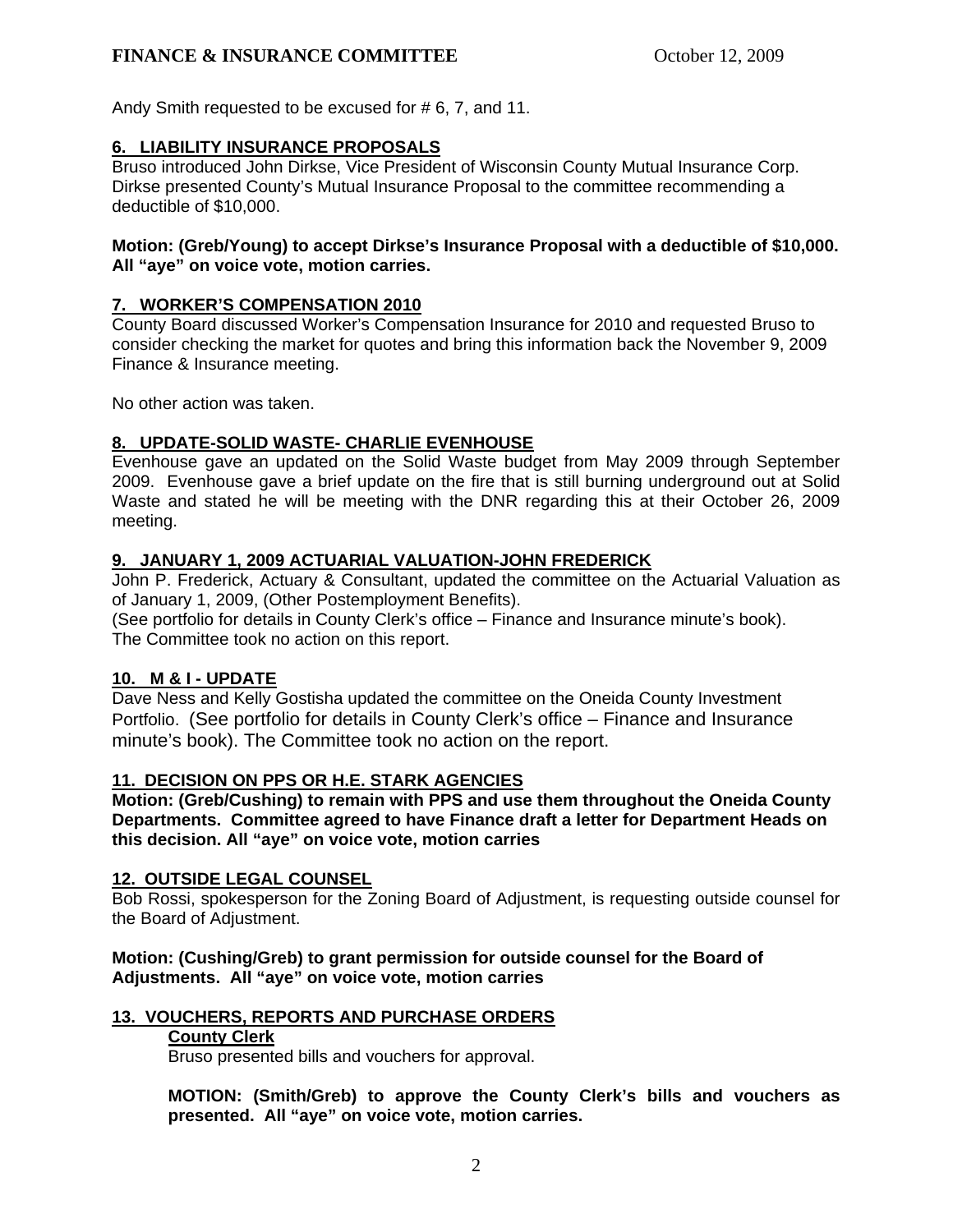Andy Smith requested to be excused for # 6, 7, and 11.

## 6. LIABILITY INSURANCE PROPOSALS

Bruso introduced John Dirkse, Vice President of Wisconsin County Mutual Insurance Corp. Dirkse presented County's Mutual Insurance Proposal to the committee recommending a deductible of $10,000.

**Motion: (Greb/Young) to accept Dirkse's Insurance Proposal with a deductible of $10,000. All "aye" on voice vote, motion carries.**

## 7. WORKER'S COMPENSATION 2010

County Board discussed Worker's Compensation Insurance for 2010 and requested Bruso to consider checking the market for quotes and bring this information back the November 9, 2009 Finance & Insurance meeting.

No other action was taken.

## 8. UPDATE-SOLID WASTE- CHARLIE EVENHOUSE

Evenhouse gave an updated on the Solid Waste budget from May 2009 through September 2009. Evenhouse gave a brief update on the fire that is still burning underground out at Solid Waste and stated he will be meeting with the DNR regarding this at their October 26, 2009 meeting.

## 9. JANUARY 1, 2009 ACTUARIAL VALUATION-JOHN FREDERICK

John P. Frederick, Actuary & Consultant, updated the committee on the Actuarial Valuation as of January 1, 2009, (Other Postemployment Benefits).
(See portfolio for details in County Clerk's office – Finance and Insurance minute's book).
The Committee took no action on this report.

## 10. M & I - UPDATE

Dave Ness and Kelly Gostisha updated the committee on the Oneida County Investment Portfolio. (See portfolio for details in County Clerk's office – Finance and Insurance minute's book). The Committee took no action on the report.

## 11. DECISION ON PPS OR H.E. STARK AGENCIES

**Motion: (Greb/Cushing) to remain with PPS and use them throughout the Oneida County Departments. Committee agreed to have Finance draft a letter for Department Heads on this decision. All "aye" on voice vote, motion carries**

## 12. OUTSIDE LEGAL COUNSEL

Bob Rossi, spokesperson for the Zoning Board of Adjustment, is requesting outside counsel for the Board of Adjustment.

**Motion: (Cushing/Greb) to grant permission for outside counsel for the Board of Adjustments. All "aye" on voice vote, motion carries**

## 13. VOUCHERS, REPORTS AND PURCHASE ORDERS

### County Clerk

Bruso presented bills and vouchers for approval.

**MOTION: (Smith/Greb) to approve the County Clerk's bills and vouchers as presented. All "aye" on voice vote, motion carries.**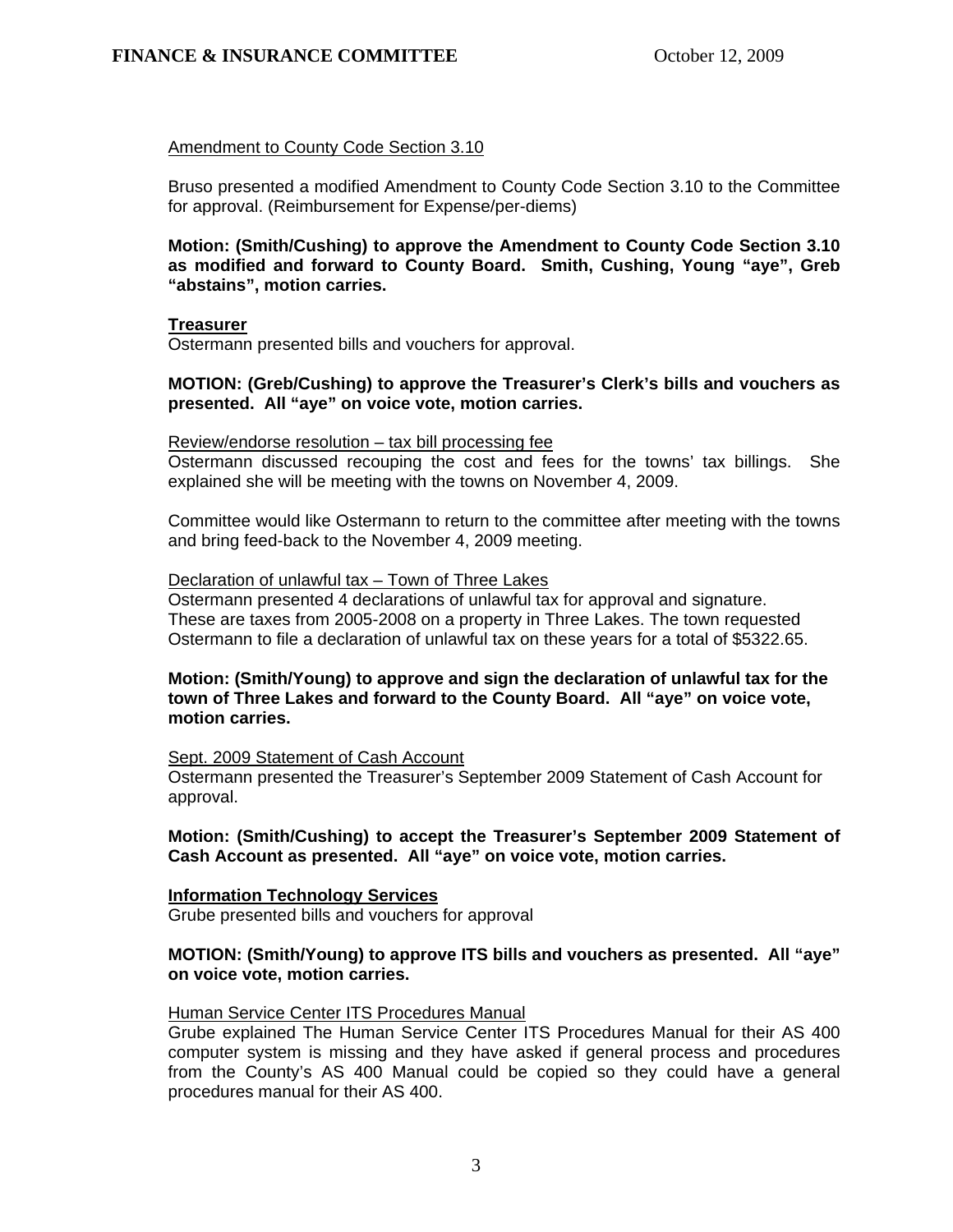Amendment to County Code Section 3.10

Bruso presented a modified Amendment to County Code Section 3.10 to the Committee for approval. (Reimbursement for Expense/per-diems)

**Motion: (Smith/Cushing) to approve the Amendment to County Code Section 3.10 as modified and forward to County Board. Smith, Cushing, Young "aye", Greb "abstains", motion carries.**

**Treasurer**

Ostermann presented bills and vouchers for approval.

**MOTION: (Greb/Cushing) to approve the Treasurer's Clerk's bills and vouchers as presented. All "aye" on voice vote, motion carries.**

Review/endorse resolution – tax bill processing fee

Ostermann discussed recouping the cost and fees for the towns' tax billings. She explained she will be meeting with the towns on November 4, 2009.

Committee would like Ostermann to return to the committee after meeting with the towns and bring feed-back to the November 4, 2009 meeting.

Declaration of unlawful tax – Town of Three Lakes

Ostermann presented 4 declarations of unlawful tax for approval and signature. These are taxes from 2005-2008 on a property in Three Lakes. The town requested Ostermann to file a declaration of unlawful tax on these years for a total of $5322.65.

**Motion: (Smith/Young) to approve and sign the declaration of unlawful tax for the town of Three Lakes and forward to the County Board. All "aye" on voice vote, motion carries.**

Sept. 2009 Statement of Cash Account

Ostermann presented the Treasurer's September 2009 Statement of Cash Account for approval.

**Motion: (Smith/Cushing) to accept the Treasurer's September 2009 Statement of Cash Account as presented. All "aye" on voice vote, motion carries.**

**Information Technology Services**

Grube presented bills and vouchers for approval

**MOTION: (Smith/Young) to approve ITS bills and vouchers as presented. All "aye" on voice vote, motion carries.**

Human Service Center ITS Procedures Manual

Grube explained The Human Service Center ITS Procedures Manual for their AS 400 computer system is missing and they have asked if general process and procedures from the County's AS 400 Manual could be copied so they could have a general procedures manual for their AS 400.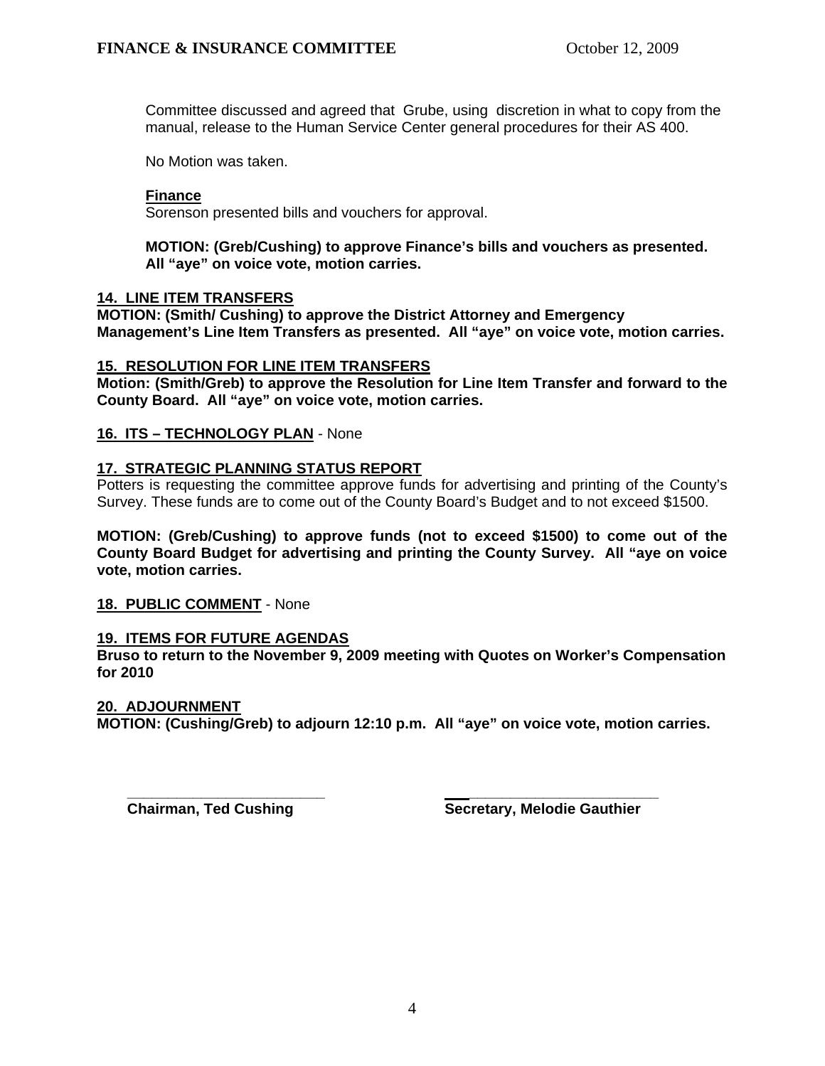Committee discussed and agreed that Grube, using discretion in what to copy from the manual, release to the Human Service Center general procedures for their AS 400.

No Motion was taken.

**Finance**

Sorenson presented bills and vouchers for approval.

**MOTION: (Greb/Cushing) to approve Finance's bills and vouchers as presented. All "aye" on voice vote, motion carries.**

**14. LINE ITEM TRANSFERS**

**MOTION: (Smith/ Cushing) to approve the District Attorney and Emergency Management's Line Item Transfers as presented. All "aye" on voice vote, motion carries.**

**15. RESOLUTION FOR LINE ITEM TRANSFERS**

**Motion: (Smith/Greb) to approve the Resolution for Line Item Transfer and forward to the County Board. All "aye" on voice vote, motion carries.**

**16. ITS – TECHNOLOGY PLAN** - None

**17. STRATEGIC PLANNING STATUS REPORT**

Potters is requesting the committee approve funds for advertising and printing of the County's Survey. These funds are to come out of the County Board's Budget and to not exceed $1500.

**MOTION: (Greb/Cushing) to approve funds (not to exceed $1500) to come out of the County Board Budget for advertising and printing the County Survey. All "aye on voice vote, motion carries.**

**18. PUBLIC COMMENT** - None

**19. ITEMS FOR FUTURE AGENDAS**

**Bruso to return to the November 9, 2009 meeting with Quotes on Worker's Compensation for 2010**

**20. ADJOURNMENT**

**MOTION: (Cushing/Greb) to adjourn 12:10 p.m. All "aye" on voice vote, motion carries.**

________________________ ________________________

**Chairman, Ted Cushing** **Secretary, Melodie Gauthier**